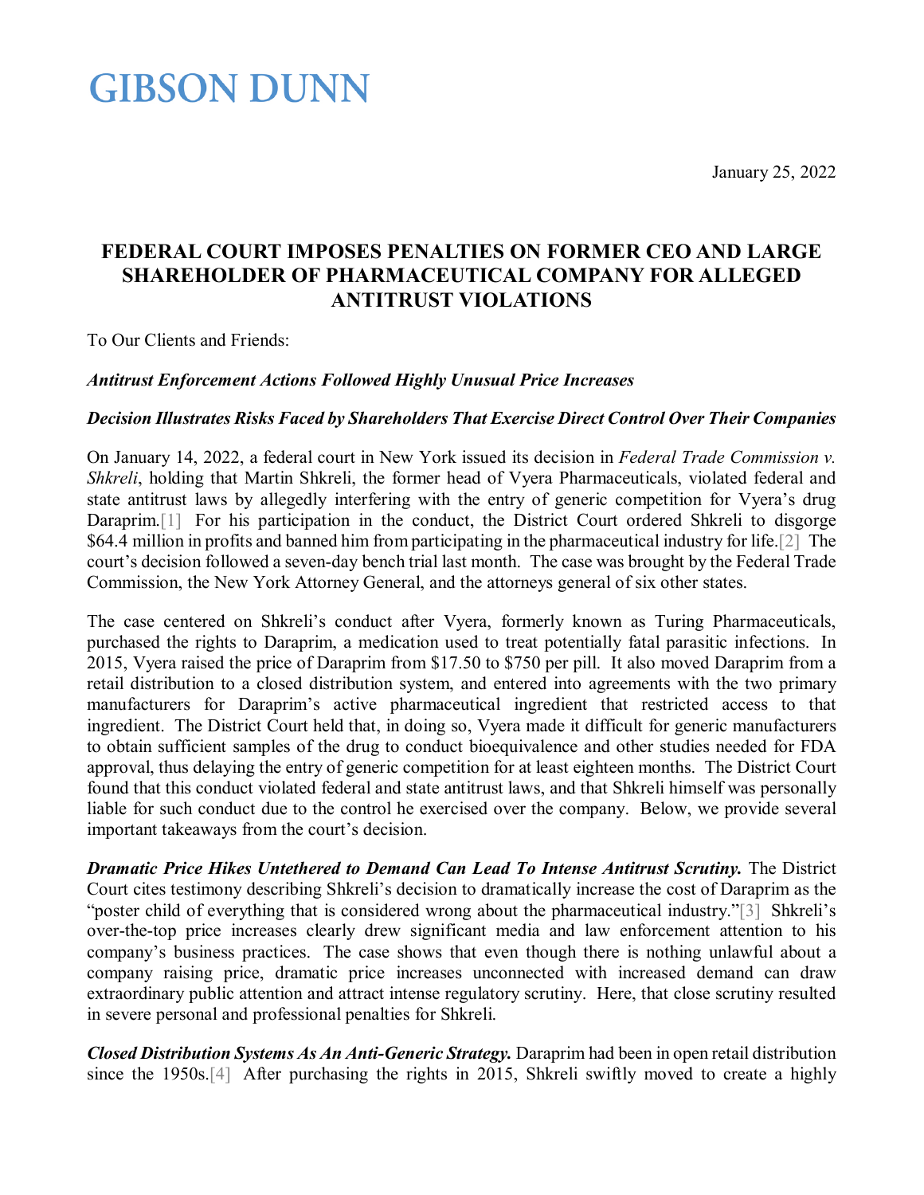# GIBSON DUNN

January 25, 2022

## FEDERAL COURT IMPOSES PENALTIES ON FORMER CEO AND LARGE SHAREHOLDER OF PHARMACEUTICAL COMPANY FOR ALLEGED ANTITRUST VIOLATIONS

To Our Clients and Friends:

***Antitrust Enforcement Actions Followed Highly Unusual Price Increases***

***Decision Illustrates Risks Faced by Shareholders That Exercise Direct Control Over Their Companies***

On January 14, 2022, a federal court in New York issued its decision in *Federal Trade Commission v. Shkreli*, holding that Martin Shkreli, the former head of Vyera Pharmaceuticals, violated federal and state antitrust laws by allegedly interfering with the entry of generic competition for Vyera's drug Daraprim.[1] For his participation in the conduct, the District Court ordered Shkreli to disgorge $64.4 million in profits and banned him from participating in the pharmaceutical industry for life.[2] The court's decision followed a seven-day bench trial last month. The case was brought by the Federal Trade Commission, the New York Attorney General, and the attorneys general of six other states.

The case centered on Shkreli's conduct after Vyera, formerly known as Turing Pharmaceuticals, purchased the rights to Daraprim, a medication used to treat potentially fatal parasitic infections. In 2015, Vyera raised the price of Daraprim from $17.50 to $750 per pill. It also moved Daraprim from a retail distribution to a closed distribution system, and entered into agreements with the two primary manufacturers for Daraprim's active pharmaceutical ingredient that restricted access to that ingredient. The District Court held that, in doing so, Vyera made it difficult for generic manufacturers to obtain sufficient samples of the drug to conduct bioequivalence and other studies needed for FDA approval, thus delaying the entry of generic competition for at least eighteen months. The District Court found that this conduct violated federal and state antitrust laws, and that Shkreli himself was personally liable for such conduct due to the control he exercised over the company. Below, we provide several important takeaways from the court's decision.

***Dramatic Price Hikes Untethered to Demand Can Lead To Intense Antitrust Scrutiny.*** The District Court cites testimony describing Shkreli's decision to dramatically increase the cost of Daraprim as the "poster child of everything that is considered wrong about the pharmaceutical industry."[3] Shkreli's over-the-top price increases clearly drew significant media and law enforcement attention to his company's business practices. The case shows that even though there is nothing unlawful about a company raising price, dramatic price increases unconnected with increased demand can draw extraordinary public attention and attract intense regulatory scrutiny. Here, that close scrutiny resulted in severe personal and professional penalties for Shkreli.

***Closed Distribution Systems As An Anti-Generic Strategy.*** Daraprim had been in open retail distribution since the 1950s.[4] After purchasing the rights in 2015, Shkreli swiftly moved to create a highly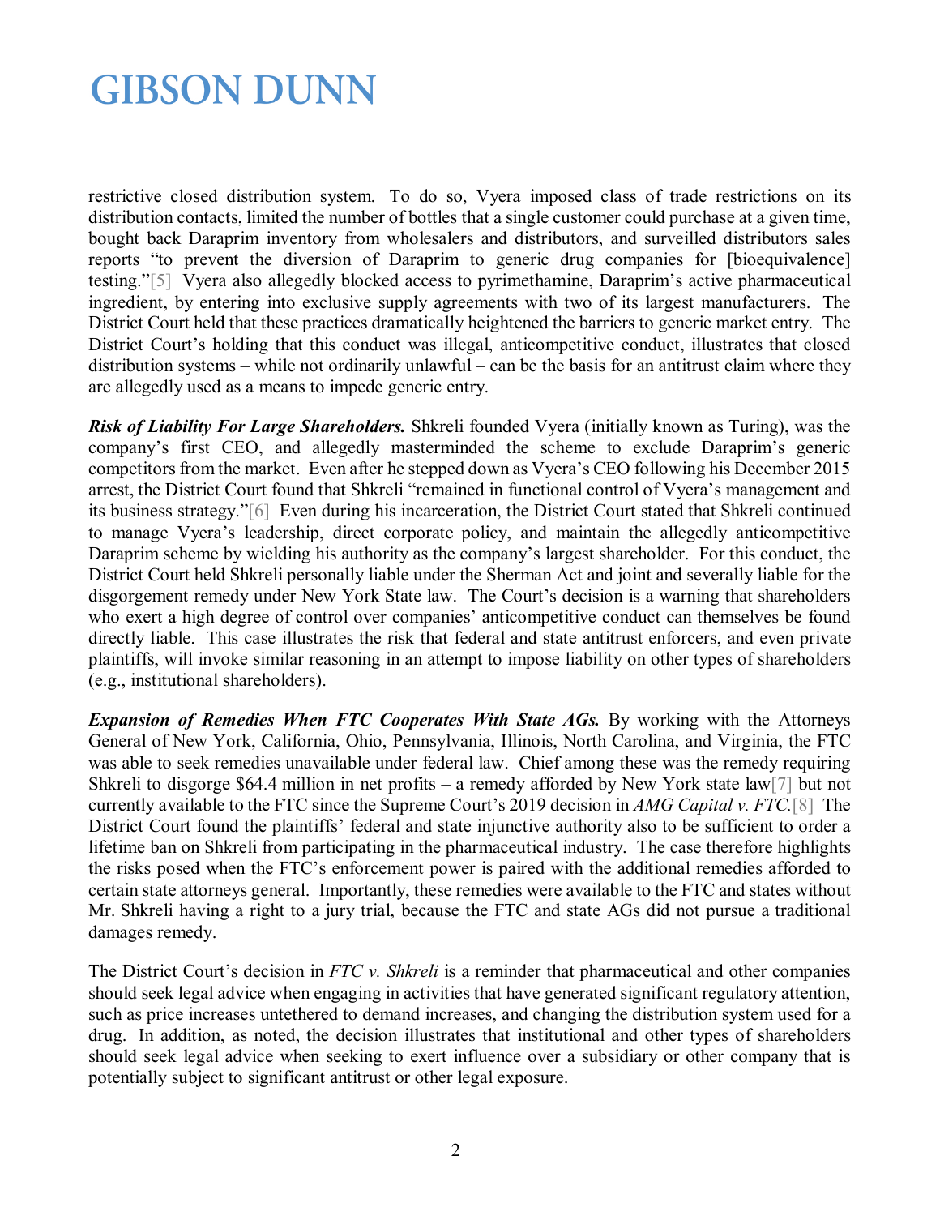restrictive closed distribution system. To do so, Vyera imposed class of trade restrictions on its distribution contacts, limited the number of bottles that a single customer could purchase at a given time, bought back Daraprim inventory from wholesalers and distributors, and surveilled distributors sales reports "to prevent the diversion of Daraprim to generic drug companies for [bioequivalence] testing."[5] Vyera also allegedly blocked access to pyrimethamine, Daraprim's active pharmaceutical ingredient, by entering into exclusive supply agreements with two of its largest manufacturers. The District Court held that these practices dramatically heightened the barriers to generic market entry. The District Court's holding that this conduct was illegal, anticompetitive conduct, illustrates that closed distribution systems – while not ordinarily unlawful – can be the basis for an antitrust claim where they are allegedly used as a means to impede generic entry.

***Risk of Liability For Large Shareholders.*** Shkreli founded Vyera (initially known as Turing), was the company's first CEO, and allegedly masterminded the scheme to exclude Daraprim's generic competitors from the market. Even after he stepped down as Vyera's CEO following his December 2015 arrest, the District Court found that Shkreli "remained in functional control of Vyera's management and its business strategy."[6] Even during his incarceration, the District Court stated that Shkreli continued to manage Vyera's leadership, direct corporate policy, and maintain the allegedly anticompetitive Daraprim scheme by wielding his authority as the company's largest shareholder. For this conduct, the District Court held Shkreli personally liable under the Sherman Act and joint and severally liable for the disgorgement remedy under New York State law. The Court's decision is a warning that shareholders who exert a high degree of control over companies' anticompetitive conduct can themselves be found directly liable. This case illustrates the risk that federal and state antitrust enforcers, and even private plaintiffs, will invoke similar reasoning in an attempt to impose liability on other types of shareholders (e.g., institutional shareholders).

***Expansion of Remedies When FTC Cooperates With State AGs.*** By working with the Attorneys General of New York, California, Ohio, Pennsylvania, Illinois, North Carolina, and Virginia, the FTC was able to seek remedies unavailable under federal law. Chief among these was the remedy requiring Shkreli to disgorge $64.4 million in net profits – a remedy afforded by New York state law[7] but not currently available to the FTC since the Supreme Court's 2019 decision in *AMG Capital v. FTC.*[8] The District Court found the plaintiffs' federal and state injunctive authority also to be sufficient to order a lifetime ban on Shkreli from participating in the pharmaceutical industry. The case therefore highlights the risks posed when the FTC's enforcement power is paired with the additional remedies afforded to certain state attorneys general. Importantly, these remedies were available to the FTC and states without Mr. Shkreli having a right to a jury trial, because the FTC and state AGs did not pursue a traditional damages remedy.

The District Court's decision in *FTC v. Shkreli* is a reminder that pharmaceutical and other companies should seek legal advice when engaging in activities that have generated significant regulatory attention, such as price increases untethered to demand increases, and changing the distribution system used for a drug. In addition, as noted, the decision illustrates that institutional and other types of shareholders should seek legal advice when seeking to exert influence over a subsidiary or other company that is potentially subject to significant antitrust or other legal exposure.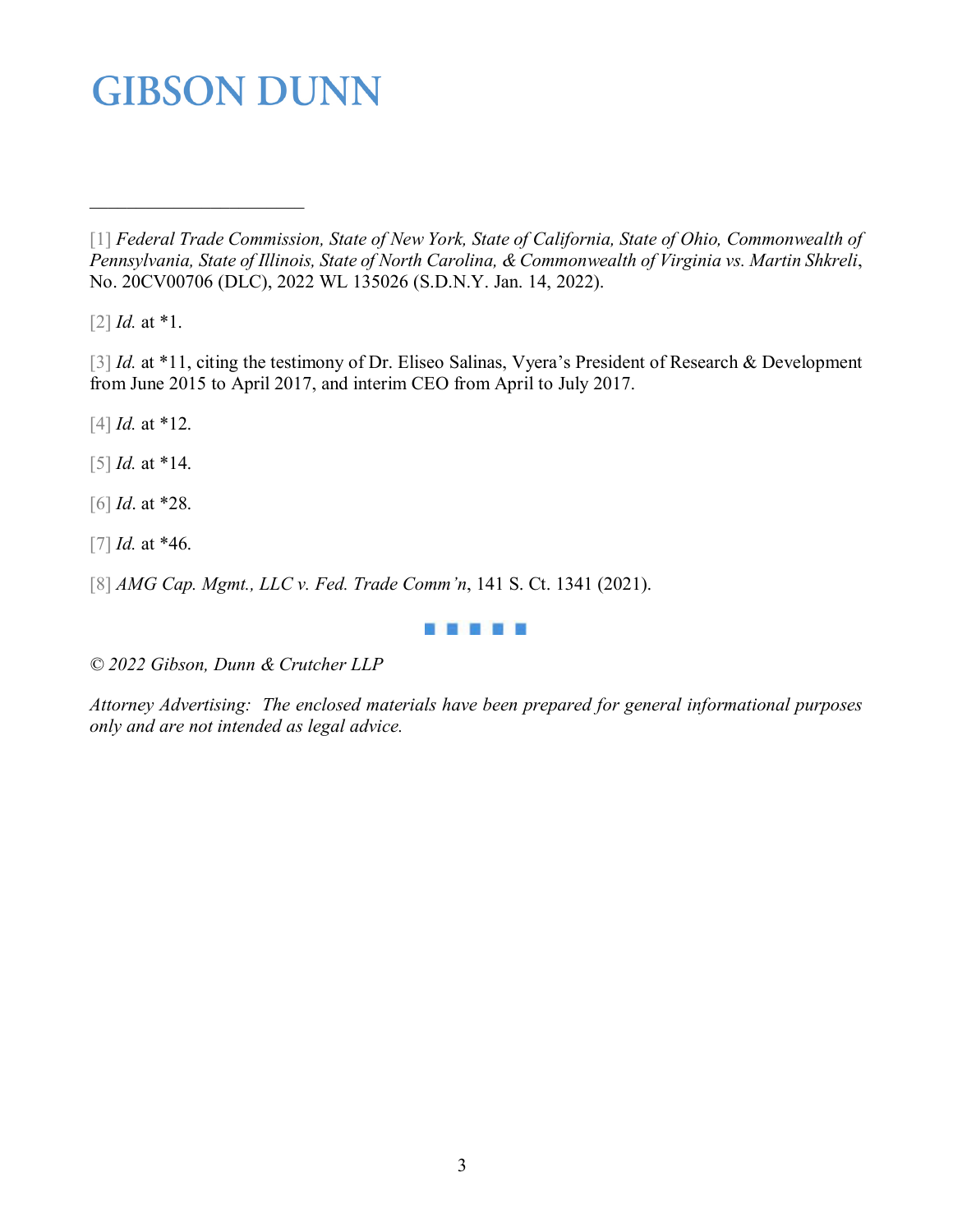[1] *Federal Trade Commission, State of New York, State of California, State of Ohio, Commonwealth of Pennsylvania, State of Illinois, State of North Carolina, & Commonwealth of Virginia vs. Martin Shkreli*, No. 20CV00706 (DLC), 2022 WL 135026 (S.D.N.Y. Jan. 14, 2022).

[2] *Id.* at *1.

[3] *Id.* at *11, citing the testimony of Dr. Eliseo Salinas, Vyera's President of Research & Development from June 2015 to April 2017, and interim CEO from April to July 2017.

[4] *Id.* at *12.

[5] *Id.* at *14.

[6] *Id*. at *28.

[7] *Id.* at *46.

[8] *AMG Cap. Mgmt., LLC v. Fed. Trade Comm'n*, 141 S. Ct. 1341 (2021).

*© 2022 Gibson, Dunn & Crutcher LLP*

*Attorney Advertising: The enclosed materials have been prepared for general informational purposes only and are not intended as legal advice.*